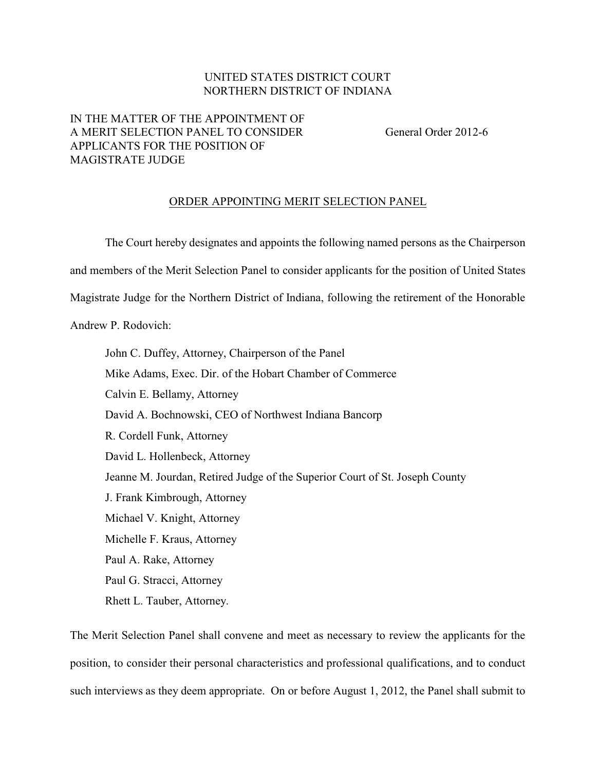UNITED STATES DISTRICT COURT
NORTHERN DISTRICT OF INDIANA

IN THE MATTER OF THE APPOINTMENT OF A MERIT SELECTION PANEL TO CONSIDER APPLICANTS FOR THE POSITION OF MAGISTRATE JUDGE

General Order 2012-6

ORDER APPOINTING MERIT SELECTION PANEL

The Court hereby designates and appoints the following named persons as the Chairperson and members of the Merit Selection Panel to consider applicants for the position of United States Magistrate Judge for the Northern District of Indiana, following the retirement of the Honorable Andrew P. Rodovich:

John C. Duffey, Attorney, Chairperson of the Panel
Mike Adams, Exec. Dir. of the Hobart Chamber of Commerce
Calvin E. Bellamy, Attorney
David A. Bochnowski, CEO of Northwest Indiana Bancorp
R. Cordell Funk, Attorney
David L. Hollenbeck, Attorney
Jeanne M. Jourdan, Retired Judge of the Superior Court of St. Joseph County
J. Frank Kimbrough, Attorney
Michael V. Knight, Attorney
Michelle F. Kraus, Attorney
Paul A. Rake, Attorney
Paul G. Stracci, Attorney
Rhett L. Tauber, Attorney.

The Merit Selection Panel shall convene and meet as necessary to review the applicants for the position, to consider their personal characteristics and professional qualifications, and to conduct such interviews as they deem appropriate. On or before August 1, 2012, the Panel shall submit to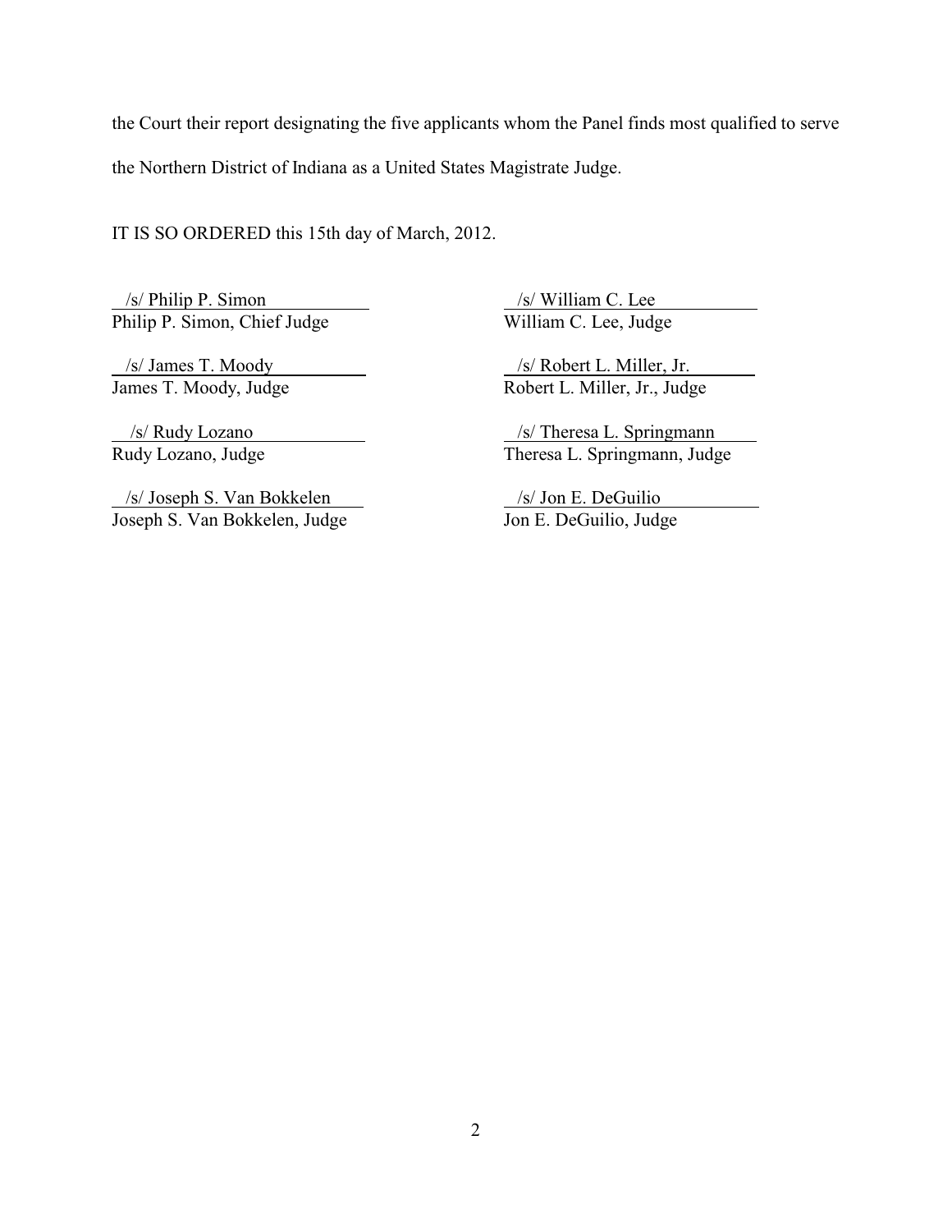the Court their report designating the five applicants whom the Panel finds most qualified to serve the Northern District of Indiana as a United States Magistrate Judge.

IT IS SO ORDERED this 15th day of March, 2012.

/s/ Philip P. Simon
Philip P. Simon, Chief Judge

/s/ William C. Lee
William C. Lee, Judge

/s/ James T. Moody
James T. Moody, Judge

/s/ Robert L. Miller, Jr.
Robert L. Miller, Jr., Judge

/s/ Rudy Lozano
Rudy Lozano, Judge

/s/ Theresa L. Springmann
Theresa L. Springmann, Judge

/s/ Joseph S. Van Bokkelen
Joseph S. Van Bokkelen, Judge

/s/ Jon E. DeGuilio
Jon E. DeGuilio, Judge